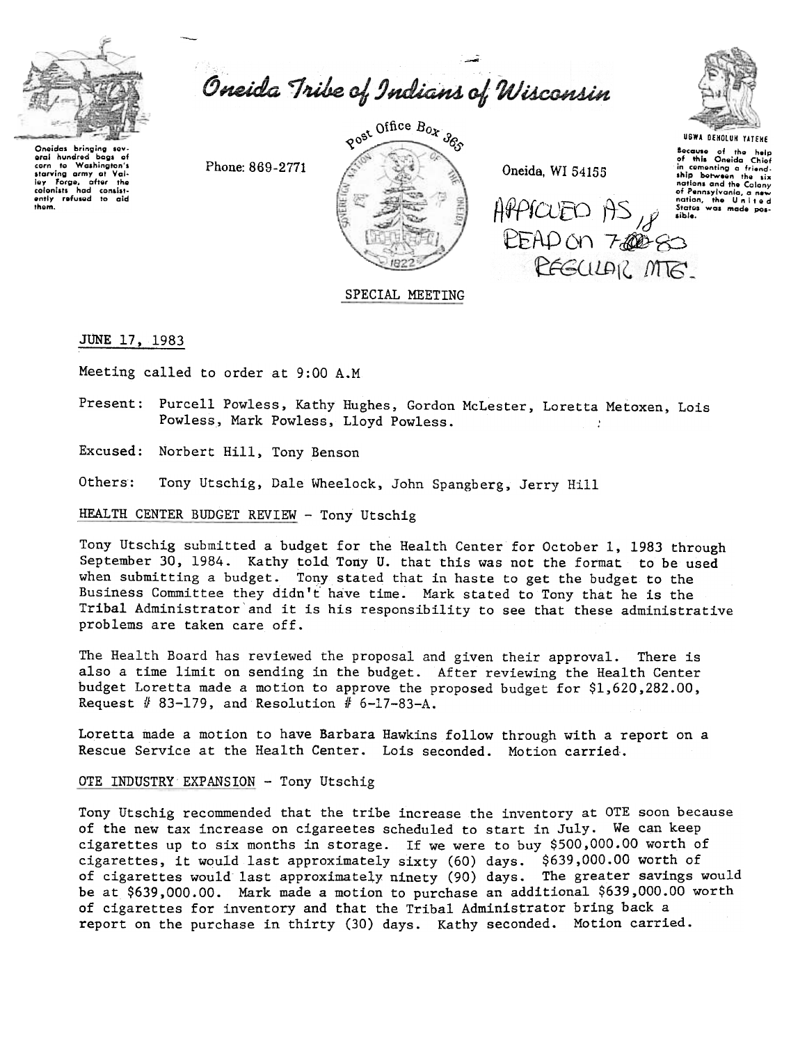# Oneida Tribe of Indians of Wisconsin

Oneidas bringing several hundred bags of corn to Washington's starving army at Valley Forge, after the colonists had consistently refused to aid them.

Phone: 869-2771

Post Office Box 365

Oneida, WI 54155

UGWA DEHOLUH YATEHE

Because of the help of this Oneida Chief in cementing a friendship between the six nations and the Colony of Pennsylvania, a new nation, the United States was made possible.

APPROVED AS READ on 7-18-83 REGULAR MTG.

SPECIAL MEETING

JUNE 17, 1983

Meeting called to order at 9:00 A.M

Present: Purcell Powless, Kathy Hughes, Gordon McLester, Loretta Metoxen, Lois Powless, Mark Powless, Lloyd Powless.

Excused: Norbert Hill, Tony Benson

Others: Tony Utschig, Dale Wheelock, John Spangberg, Jerry Hill

HEALTH CENTER BUDGET REVIEW - Tony Utschig

Tony Utschig submitted a budget for the Health Center for October 1, 1983 through September 30, 1984. Kathy told Tony U. that this was not the format to be used when submitting a budget. Tony stated that in haste to get the budget to the Business Committee they didn't have time. Mark stated to Tony that he is the Tribal Administrator and it is his responsibility to see that these administrative problems are taken care off.

The Health Board has reviewed the proposal and given their approval. There is also a time limit on sending in the budget. After reviewing the Health Center budget Loretta made a motion to approve the proposed budget for $1,620,282.00, Request # 83-179, and Resolution # 6-17-83-A.

Loretta made a motion to have Barbara Hawkins follow through with a report on a Rescue Service at the Health Center. Lois seconded. Motion carried.

OTE INDUSTRY EXPANSION - Tony Utschig

Tony Utschig recommended that the tribe increase the inventory at OTE soon because of the new tax increase on cigareetes scheduled to start in July. We can keep cigarettes up to six months in storage. If we were to buy $500,000.00 worth of cigarettes, it would last approximately sixty (60) days. $639,000.00 worth of of cigarettes would last approximately ninety (90) days. The greater savings would be at $639,000.00. Mark made a motion to purchase an additional $639,000.00 worth of cigarettes for inventory and that the Tribal Administrator bring back a report on the purchase in thirty (30) days. Kathy seconded. Motion carried.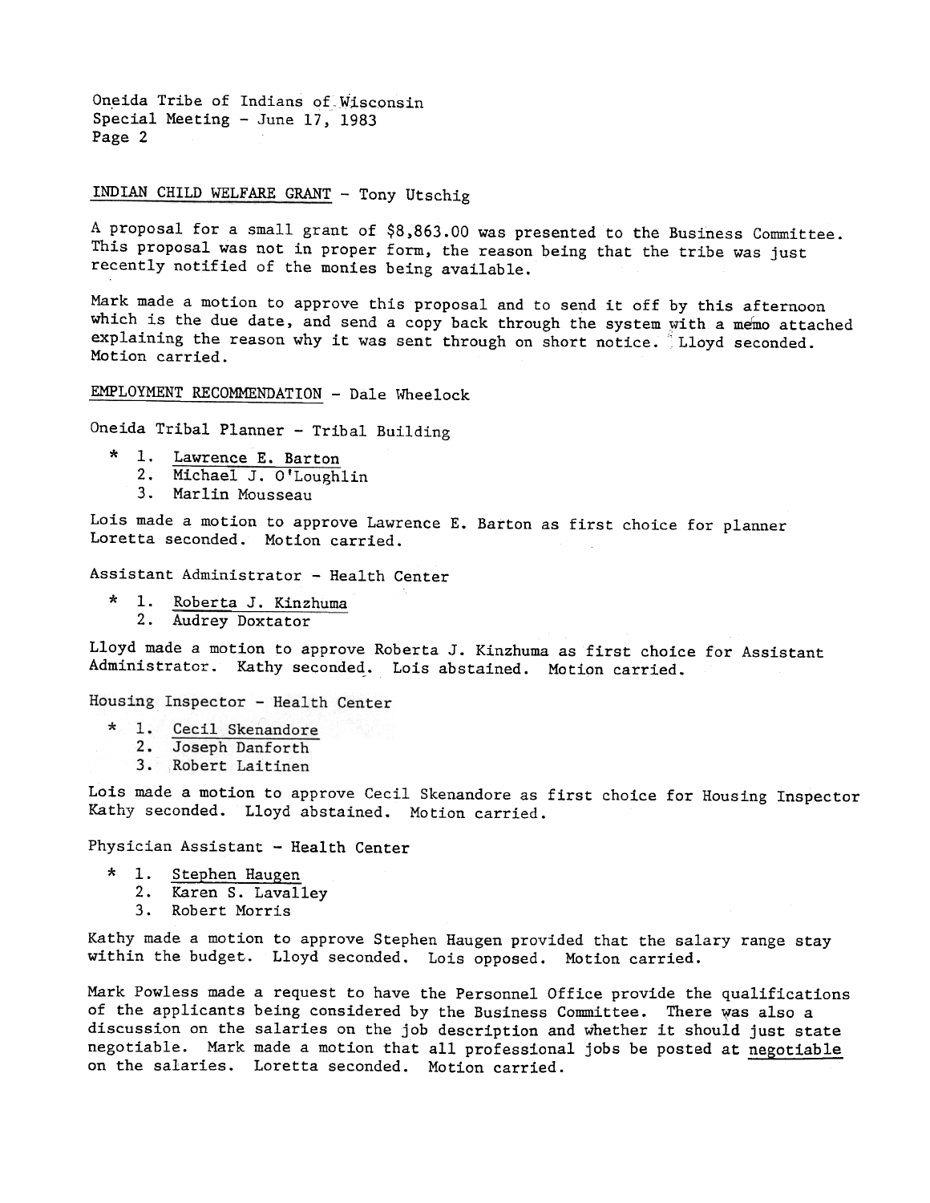## INDIAN CHILD WELFARE GRANT - Tony Utschig

A proposal for a small grant of $8,863.00 was presented to the Business Committee. This proposal was not in proper form, the reason being that the tribe was just recently notified of the monies being available.

Mark made a motion to approve this proposal and to send it off by this afternoon which is the due date, and send a copy back through the system with a memo attached explaining the reason why it was sent through on short notice. Lloyd seconded. Motion carried.

## EMPLOYMENT RECOMMENDATION - Dale Wheelock

Oneida Tribal Planner - Tribal Building

\* 1. Lawrence E. Barton
   2. Michael J. O'Loughlin
   3. Marlin Mousseau

Lois made a motion to approve Lawrence E. Barton as first choice for planner Loretta seconded. Motion carried.

Assistant Administrator - Health Center

\* 1. Roberta J. Kinzhuma
   2. Audrey Doxtator

Lloyd made a motion to approve Roberta J. Kinzhuma as first choice for Assistant Administrator. Kathy seconded. Lois abstained. Motion carried.

Housing Inspector - Health Center

\* 1. Cecil Skenandore
   2. Joseph Danforth
   3. Robert Laitinen

Lois made a motion to approve Cecil Skenandore as first choice for Housing Inspector Kathy seconded. Lloyd abstained. Motion carried.

Physician Assistant - Health Center

\* 1. Stephen Haugen
   2. Karen S. Lavalley
   3. Robert Morris

Kathy made a motion to approve Stephen Haugen provided that the salary range stay within the budget. Lloyd seconded. Lois opposed. Motion carried.

Mark Powless made a request to have the Personnel Office provide the qualifications of the applicants being considered by the Business Committee. There was also a discussion on the salaries on the job description and whether it should just state negotiable. Mark made a motion that all professional jobs be posted at negotiable on the salaries. Loretta seconded. Motion carried.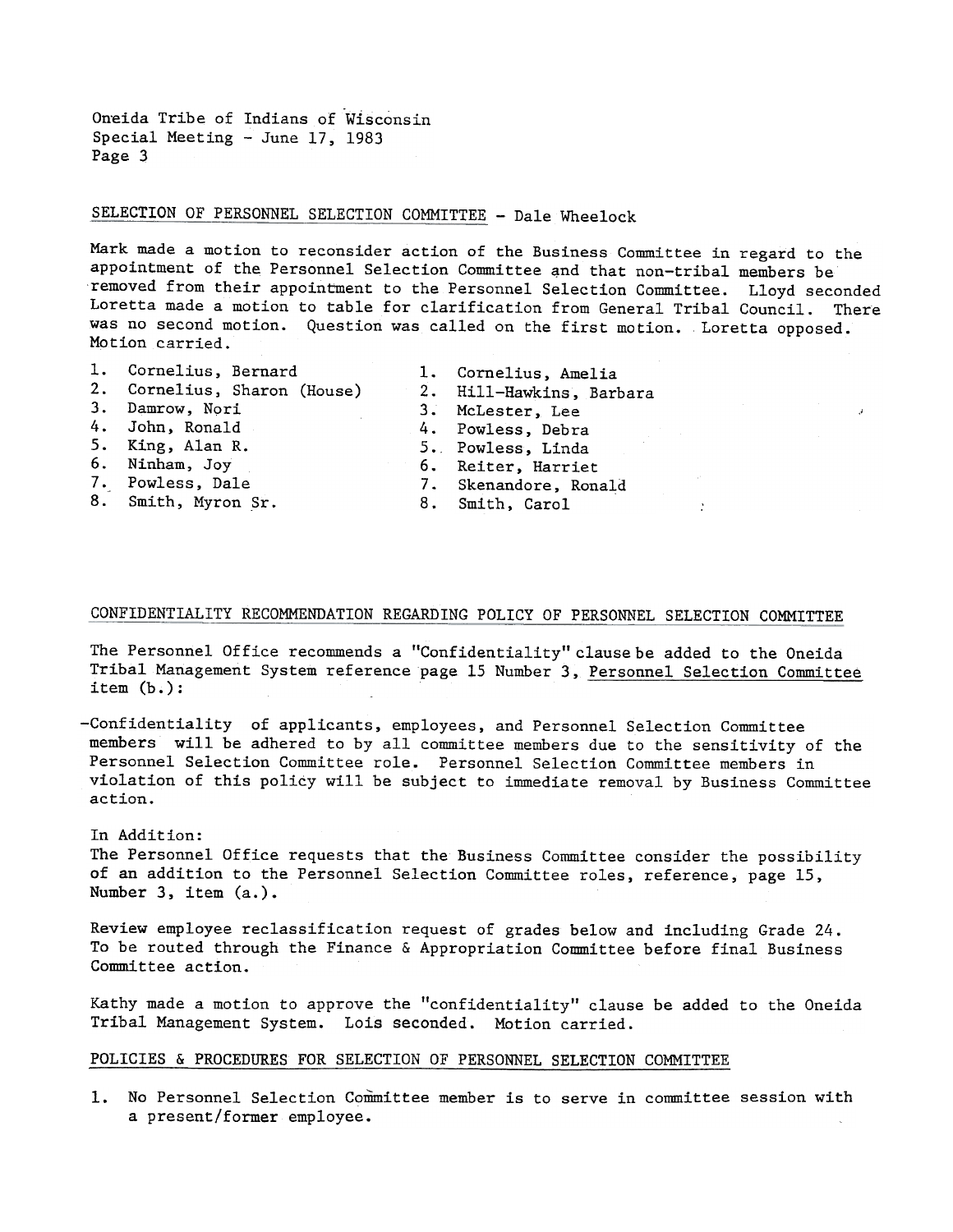Oneida Tribe of Indians of Wisconsin
Special Meeting - June 17, 1983

## SELECTION OF PERSONNEL SELECTION COMMITTEE - Dale Wheelock

Mark made a motion to reconsider action of the Business Committee in regard to the appointment of the Personnel Selection Committee and that non-tribal members be removed from their appointment to the Personnel Selection Committee. Lloyd seconded Loretta made a motion to table for clarification from General Tribal Council. There was no second motion. Question was called on the first motion. Loretta opposed. Motion carried.

1. Cornelius, Bernard
2. Cornelius, Sharon (House)
3. Damrow, Nori
4. John, Ronald
5. King, Alan R.
6. Ninham, Joy
7. Powless, Dale
8. Smith, Myron Sr.

1. Cornelius, Amelia
2. Hill-Hawkins, Barbara
3. McLester, Lee
4. Powless, Debra
5. Powless, Linda
6. Reiter, Harriet
7. Skenandore, Ronald
8. Smith, Carol

## CONFIDENTIALITY RECOMMENDATION REGARDING POLICY OF PERSONNEL SELECTION COMMITTEE

The Personnel Office recommends a "Confidentiality" clause be added to the Oneida Tribal Management System reference page 15 Number 3, Personnel Selection Committee item (b.):

-Confidentiality of applicants, employees, and Personnel Selection Committee members will be adhered to by all committee members due to the sensitivity of the Personnel Selection Committee role. Personnel Selection Committee members in violation of this policy will be subject to immediate removal by Business Committee action.

In Addition:
The Personnel Office requests that the Business Committee consider the possibility of an addition to the Personnel Selection Committee roles, reference, page 15, Number 3, item (a.).

Review employee reclassification request of grades below and including Grade 24. To be routed through the Finance & Appropriation Committee before final Business Committee action.

Kathy made a motion to approve the "confidentiality" clause be added to the Oneida Tribal Management System. Lois seconded. Motion carried.

## POLICIES & PROCEDURES FOR SELECTION OF PERSONNEL SELECTION COMMITTEE

1. No Personnel Selection Committee member is to serve in committee session with a present/former employee.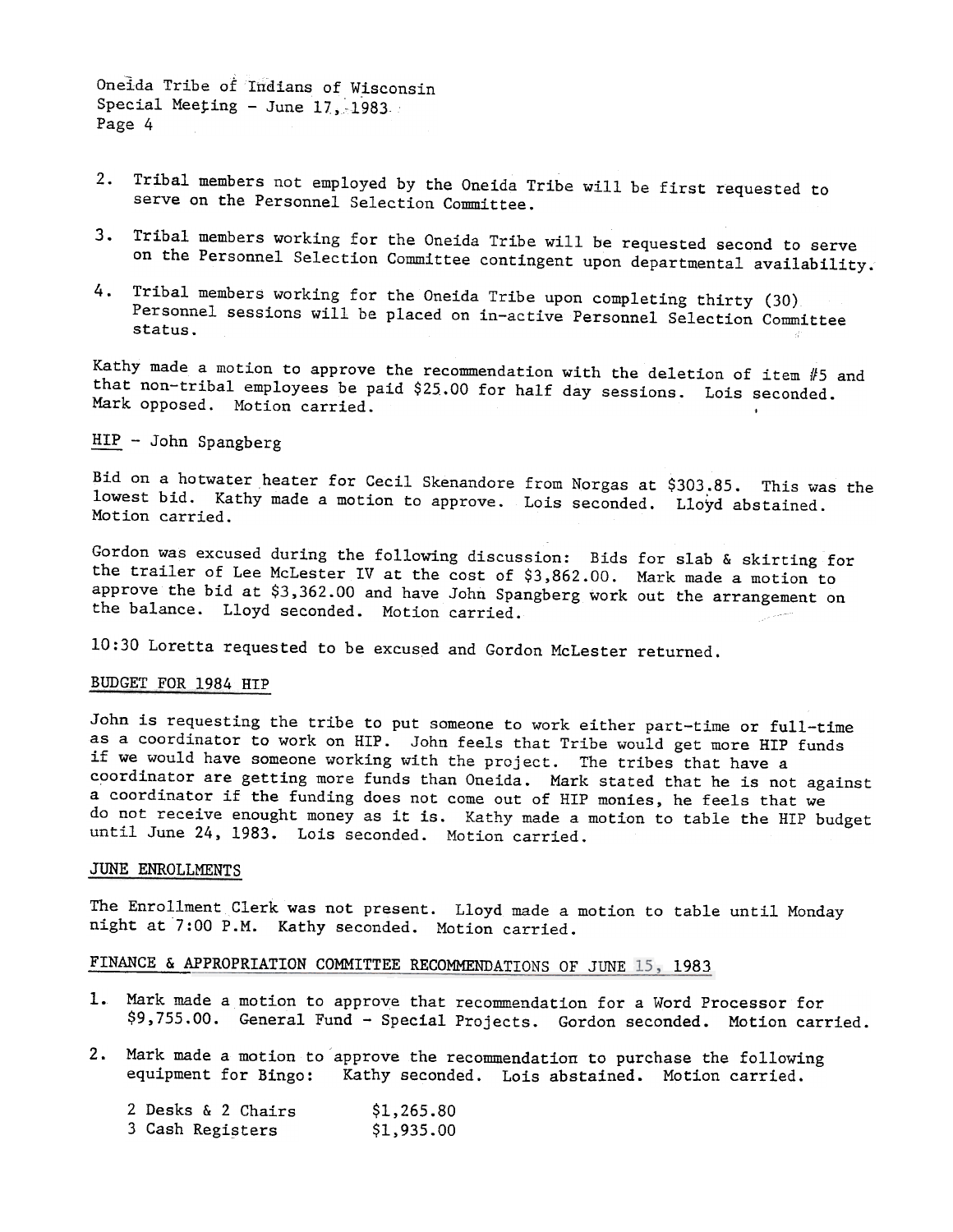2. Tribal members not employed by the Oneida Tribe will be first requested to serve on the Personnel Selection Committee.

3. Tribal members working for the Oneida Tribe will be requested second to serve on the Personnel Selection Committee contingent upon departmental availability.

4. Tribal members working for the Oneida Tribe upon completing thirty (30) Personnel sessions will be placed on in-active Personnel Selection Committee status.

Kathy made a motion to approve the recommendation with the deletion of item #5 and that non-tribal employees be paid $25.00 for half day sessions. Lois seconded. Mark opposed. Motion carried.

HIP - John Spangberg

Bid on a hotwater heater for Cecil Skenandore from Norgas at $303.85. This was the lowest bid. Kathy made a motion to approve. Lois seconded. Lloyd abstained. Motion carried.

Gordon was excused during the following discussion: Bids for slab & skirting for the trailer of Lee McLester IV at the cost of $3,862.00. Mark made a motion to approve the bid at $3,362.00 and have John Spangberg work out the arrangement on the balance. Lloyd seconded. Motion carried.

10:30 Loretta requested to be excused and Gordon McLester returned.

BUDGET FOR 1984 HIP

John is requesting the tribe to put someone to work either part-time or full-time as a coordinator to work on HIP. John feels that Tribe would get more HIP funds if we would have someone working with the project. The tribes that have a coordinator are getting more funds than Oneida. Mark stated that he is not against a coordinator if the funding does not come out of HIP monies, he feels that we do not receive enought money as it is. Kathy made a motion to table the HIP budget until June 24, 1983. Lois seconded. Motion carried.

JUNE ENROLLMENTS

The Enrollment Clerk was not present. Lloyd made a motion to table until Monday night at 7:00 P.M. Kathy seconded. Motion carried.

FINANCE & APPROPRIATION COMMITTEE RECOMMENDATIONS OF JUNE 15, 1983

1. Mark made a motion to approve that recommendation for a Word Processor for $9,755.00. General Fund - Special Projects. Gordon seconded. Motion carried.

2. Mark made a motion to approve the recommendation to purchase the following equipment for Bingo: Kathy seconded. Lois abstained. Motion carried.

| | |
|---|---|
| 2 Desks & 2 Chairs | $1,265.80 |
| 3 Cash Registers | $1,935.00 |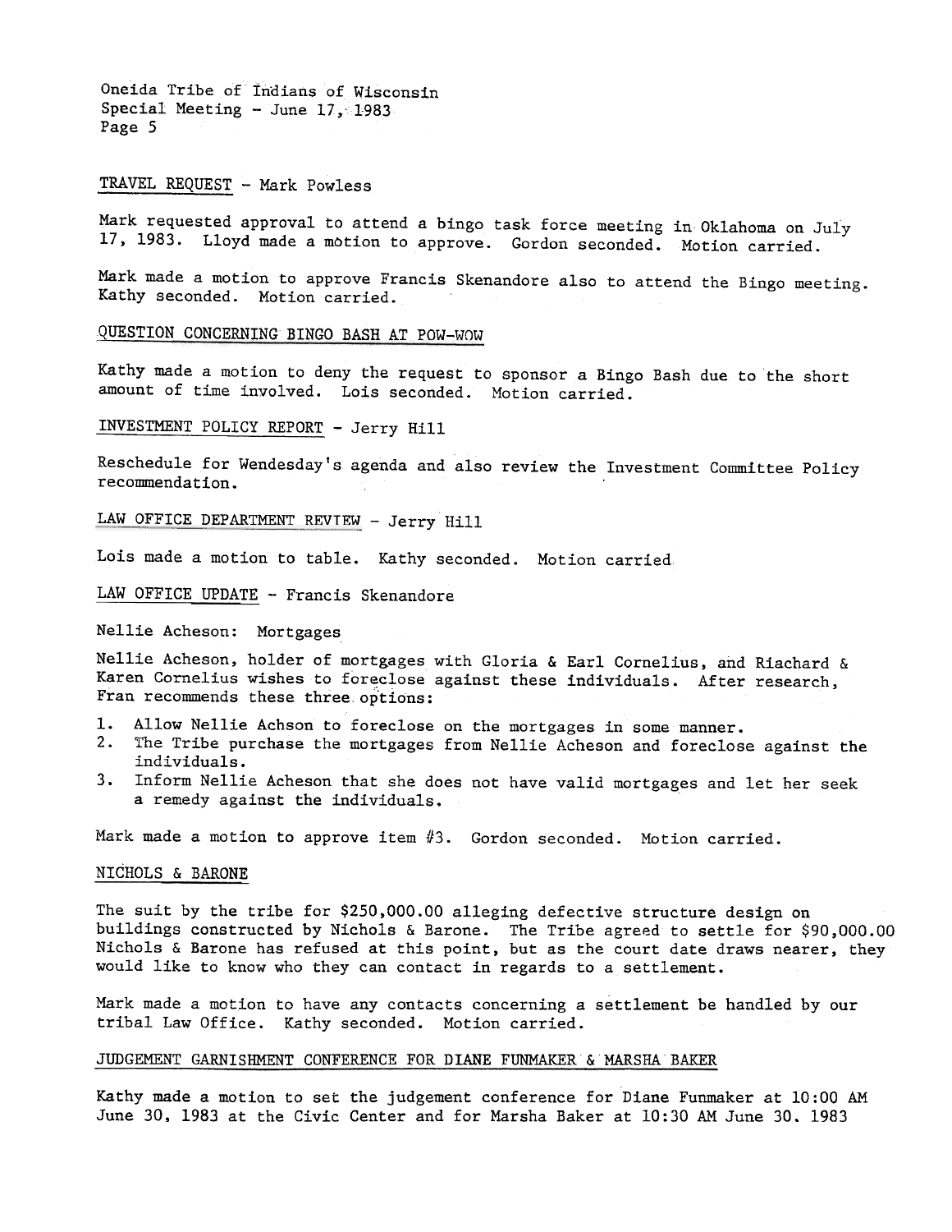TRAVEL REQUEST - Mark Powless

Mark requested approval to attend a bingo task force meeting in Oklahoma on July 17, 1983. Lloyd made a motion to approve. Gordon seconded. Motion carried.

Mark made a motion to approve Francis Skenandore also to attend the Bingo meeting. Kathy seconded. Motion carried.

QUESTION CONCERNING BINGO BASH AT POW-WOW

Kathy made a motion to deny the request to sponsor a Bingo Bash due to the short amount of time involved. Lois seconded. Motion carried.

INVESTMENT POLICY REPORT - Jerry Hill

Reschedule for Wendesday's agenda and also review the Investment Committee Policy recommendation.

LAW OFFICE DEPARTMENT REVIEW - Jerry Hill

Lois made a motion to table. Kathy seconded. Motion carried

LAW OFFICE UPDATE - Francis Skenandore

Nellie Acheson: Mortgages

Nellie Acheson, holder of mortgages with Gloria & Earl Cornelius, and Riachard & Karen Cornelius wishes to foreclose against these individuals. After research, Fran recommends these three options:

1. Allow Nellie Achson to foreclose on the mortgages in some manner.
2. The Tribe purchase the mortgages from Nellie Acheson and foreclose against the individuals.
3. Inform Nellie Acheson that she does not have valid mortgages and let her seek a remedy against the individuals.

Mark made a motion to approve item #3. Gordon seconded. Motion carried.

NICHOLS & BARONE

The suit by the tribe for $250,000.00 alleging defective structure design on buildings constructed by Nichols & Barone. The Tribe agreed to settle for $90,000.00 Nichols & Barone has refused at this point, but as the court date draws nearer, they would like to know who they can contact in regards to a settlement.

Mark made a motion to have any contacts concerning a settlement be handled by our tribal Law Office. Kathy seconded. Motion carried.

JUDGEMENT GARNISHMENT CONFERENCE FOR DIANE FUNMAKER & MARSHA BAKER

Kathy made a motion to set the judgement conference for Diane Funmaker at 10:00 AM June 30, 1983 at the Civic Center and for Marsha Baker at 10:30 AM June 30. 1983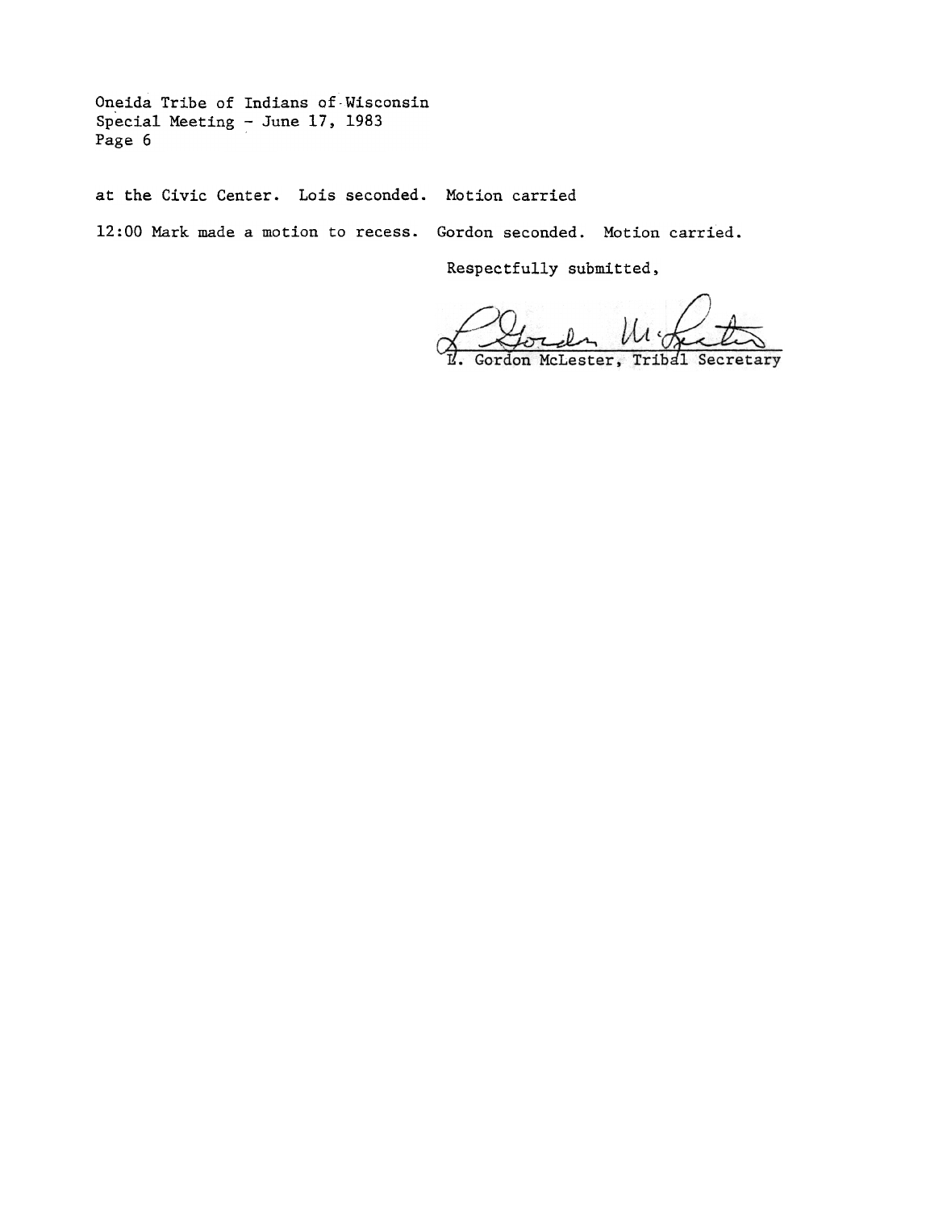at the Civic Center. Lois seconded. Motion carried

12:00 Mark made a motion to recess. Gordon seconded. Motion carried.

Respectfully submitted,

L. Gordon McLester, Tribal Secretary